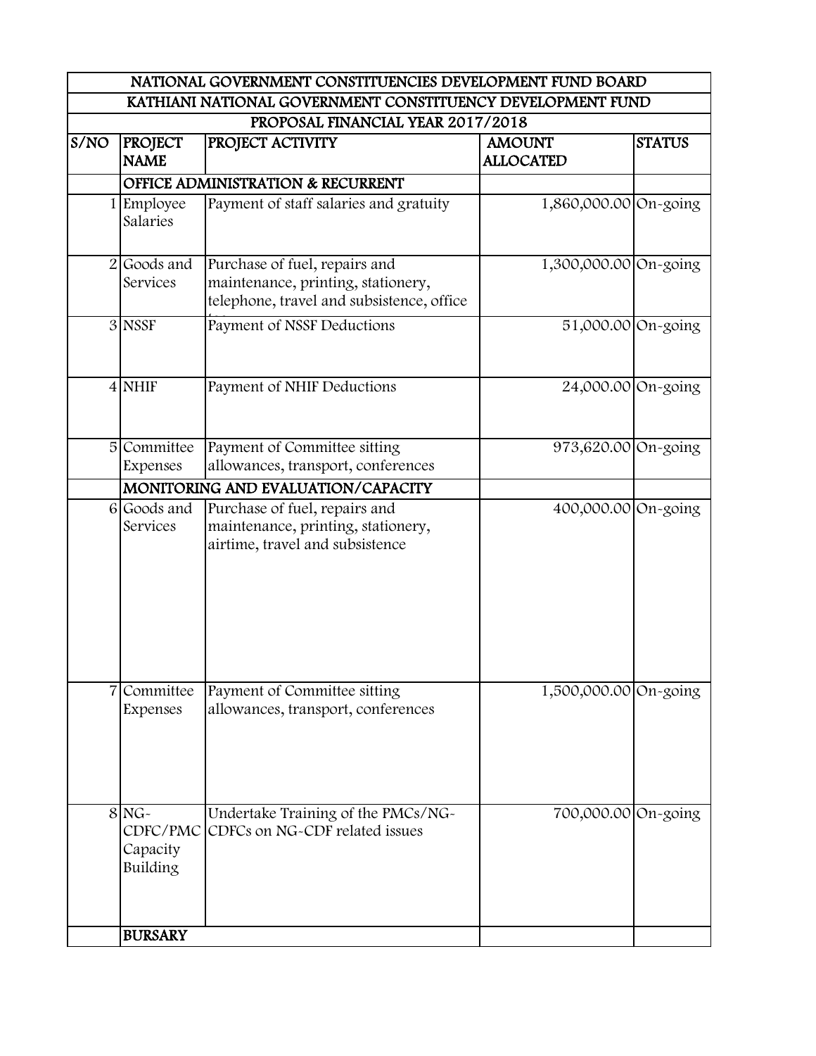| NATIONAL GOVERNMENT CONSTITUENCIES DEVELOPMENT FUND BOARD | | | | |
|---|---|---|---|---|
| KATHIANI NATIONAL GOVERNMENT CONSTITUENCY DEVELOPMENT FUND | | | | |
| PROPOSAL FINANCIAL YEAR 2017/2018 | | | | |
| **S/NO** | **PROJECT NAME** | **PROJECT ACTIVITY** | **AMOUNT ALLOCATED** | **STATUS** |
| | **OFFICE ADMINISTRATION & RECURRENT** | | | |
| 1 | Employee Salaries | Payment of staff salaries and gratuity | 1,860,000.00 | On-going |
| 2 | Goods and Services | Purchase of fuel, repairs and maintenance, printing, stationery, telephone, travel and subsistence, office | 1,300,000.00 | On-going |
| 3 | NSSF | Payment of NSSF Deductions | 51,000.00 | On-going |
| 4 | NHIF | Payment of NHIF Deductions | 24,000.00 | On-going |
| 5 | Committee Expenses | Payment of Committee sitting allowances, transport, conferences | 973,620.00 | On-going |
| | **MONITORING AND EVALUATION/CAPACITY** | | | |
| 6 | Goods and Services | Purchase of fuel, repairs and maintenance, printing, stationery, airtime, travel and subsistence | 400,000.00 | On-going |
| 7 | Committee Expenses | Payment of Committee sitting allowances, transport, conferences | 1,500,000.00 | On-going |
| 8 | NG-CDFC/PMC Capacity Building | Undertake Training of the PMCs/NG-CDFCs on NG-CDF related issues | 700,000.00 | On-going |
| | **BURSARY** | | | |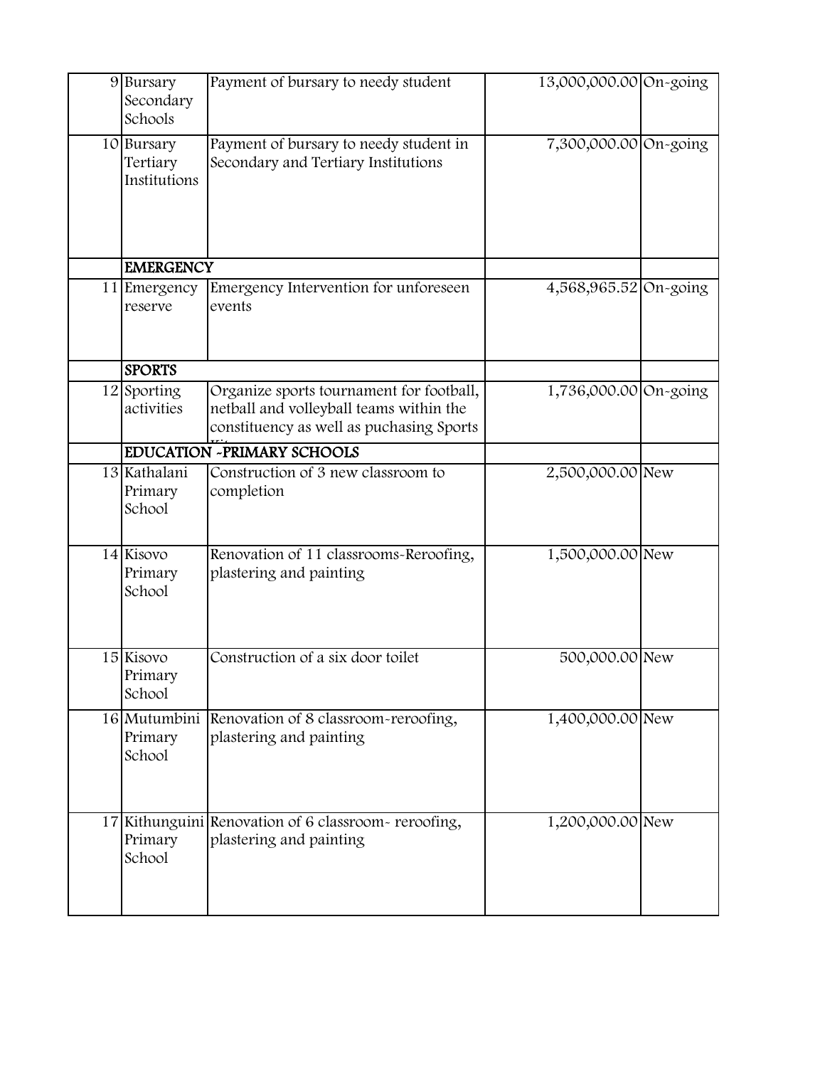| | | | | |
|---|---|---|---|---|
| 9 | Bursary Secondary Schools | Payment of bursary to needy student | 13,000,000.00 | On-going |
| 10 | Bursary Tertiary Institutions | Payment of bursary to needy student in Secondary and Tertiary Institutions | 7,300,000.00 | On-going |
| | **EMERGENCY** | | | |
| 11 | Emergency reserve | Emergency Intervention for unforeseen events | 4,568,965.52 | On-going |
| | **SPORTS** | | | |
| 12 | Sporting activities | Organize sports tournament for football, netball and volleyball teams within the constituency as well as puchasing Sports Kits | 1,736,000.00 | On-going |
| | **EDUCATION -PRIMARY SCHOOLS** | | | |
| 13 | Kathalani Primary School | Construction of 3 new classroom to completion | 2,500,000.00 | New |
| 14 | Kisovo Primary School | Renovation of 11 classrooms-Reroofing, plastering and painting | 1,500,000.00 | New |
| 15 | Kisovo Primary School | Construction of a six door toilet | 500,000.00 | New |
| 16 | Mutumbini Primary School | Renovation of 8 classroom-reroofing, plastering and painting | 1,400,000.00 | New |
| 17 | Kithunguini Primary School | Renovation of 6 classroom- reroofing, plastering and painting | 1,200,000.00 | New |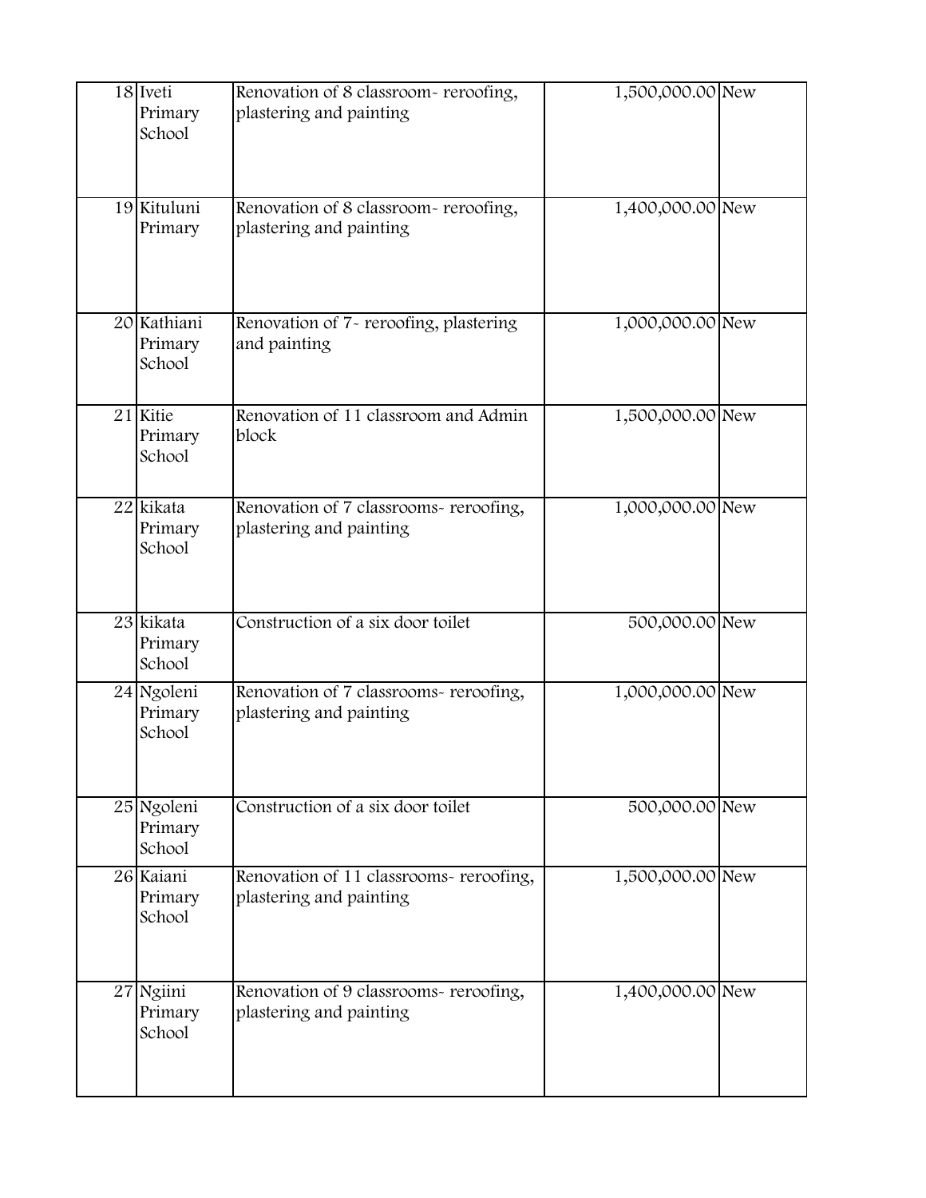| | | | | |
|---|---|---|---|---|
| 18 | Iveti Primary School | Renovation of 8 classroom- reroofing, plastering and painting | 1,500,000.00 | New |
| 19 | Kituluni Primary | Renovation of 8 classroom- reroofing, plastering and painting | 1,400,000.00 | New |
| 20 | Kathiani Primary School | Renovation of 7- reroofing, plastering and painting | 1,000,000.00 | New |
| 21 | Kitie Primary School | Renovation of 11 classroom and Admin block | 1,500,000.00 | New |
| 22 | kikata Primary School | Renovation of 7 classrooms- reroofing, plastering and painting | 1,000,000.00 | New |
| 23 | kikata Primary School | Construction of a six door toilet | 500,000.00 | New |
| 24 | Ngoleni Primary School | Renovation of 7 classrooms- reroofing, plastering and painting | 1,000,000.00 | New |
| 25 | Ngoleni Primary School | Construction of a six door toilet | 500,000.00 | New |
| 26 | Kaiani Primary School | Renovation of 11 classrooms- reroofing, plastering and painting | 1,500,000.00 | New |
| 27 | Ngiini Primary School | Renovation of 9 classrooms- reroofing, plastering and painting | 1,400,000.00 | New |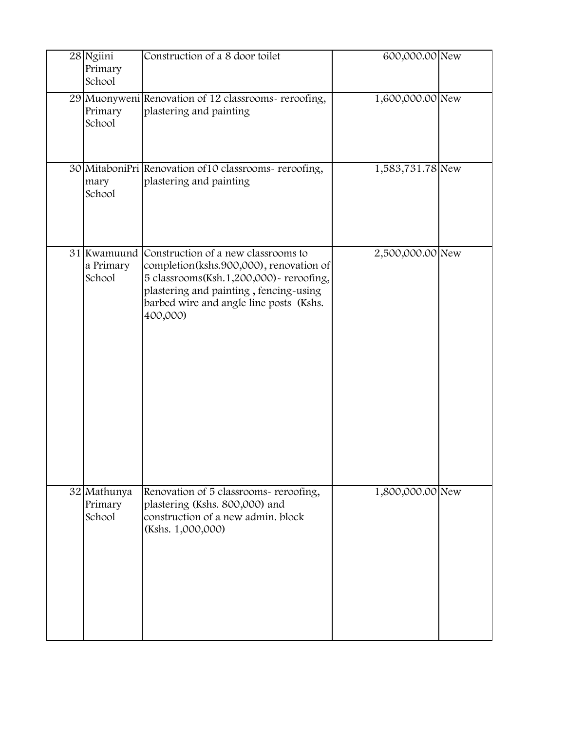| 28 | Ngiini Primary School | Construction of a 8 door toilet | 600,000.00 | New |
|---|---|---|---|---|
| 29 | Muonyweni Primary School | Renovation of 12 classrooms- reroofing, plastering and painting | 1,600,000.00 | New |
| 30 | MitaboniPrimary School | Renovation of10 classrooms- reroofing, plastering and painting | 1,583,731.78 | New |
| 31 | Kwamuunda Primary School | Construction of a new classrooms to completion(kshs.900,000), renovation of 5 classrooms(Ksh.1,200,000)- reroofing, plastering and painting , fencing-using barbed wire and angle line posts (Kshs. 400,000) | 2,500,000.00 | New |
| 32 | Mathunya Primary School | Renovation of 5 classrooms- reroofing, plastering (Kshs. 800,000) and construction of a new admin. block (Kshs. 1,000,000) | 1,800,000.00 | New |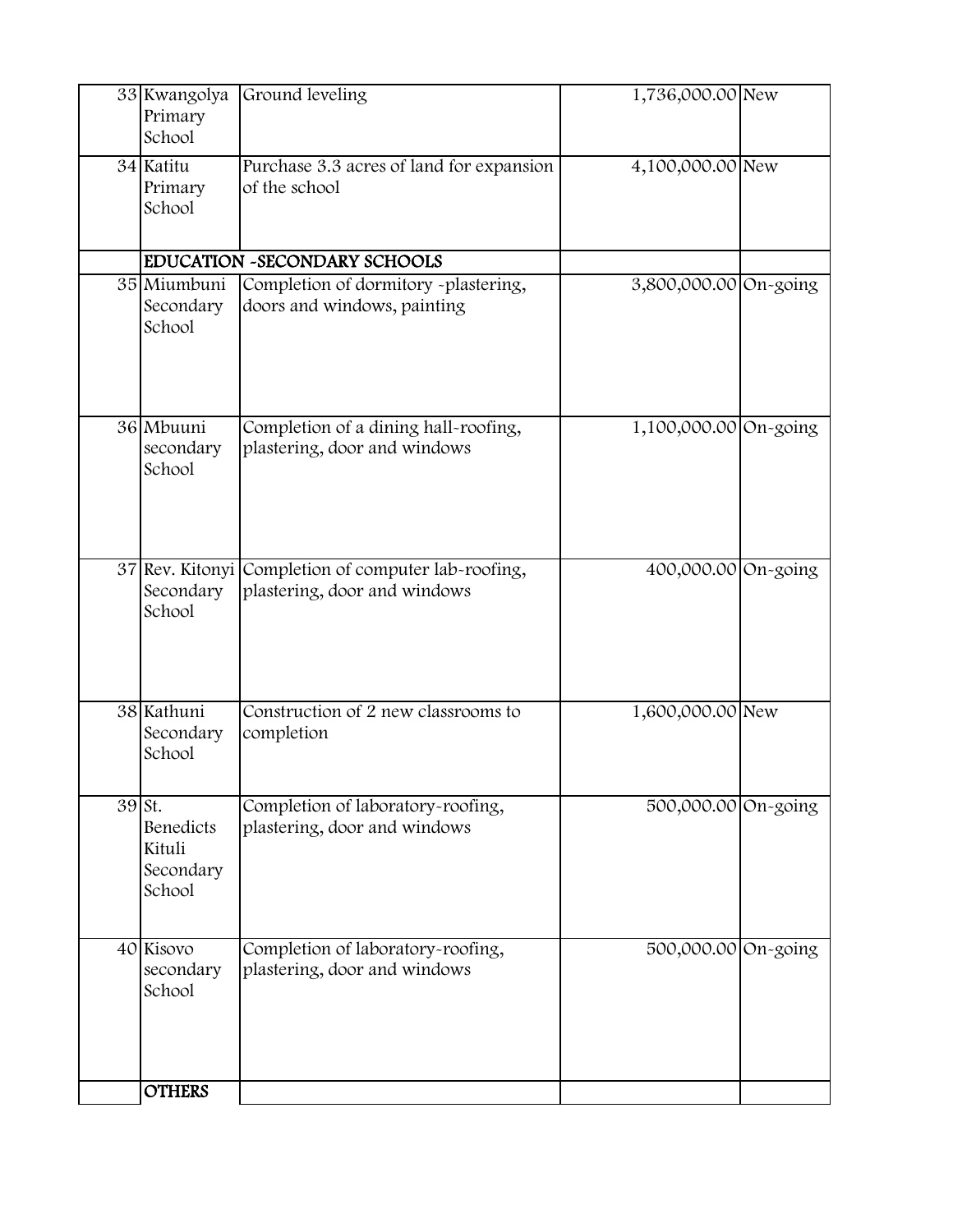| | | | | |
|---|---|---|---|---|
| 33 | Kwangolya Primary School | Ground leveling | 1,736,000.00 | New |
| 34 | Katitu Primary School | Purchase 3.3 acres of land for expansion of the school | 4,100,000.00 | New |
| | **EDUCATION -SECONDARY SCHOOLS** | | | |
| 35 | Miumbuni Secondary School | Completion of dormitory -plastering, doors and windows, painting | 3,800,000.00 | On-going |
| 36 | Mbuuni secondary School | Completion of a dining hall-roofing, plastering, door and windows | 1,100,000.00 | On-going |
| 37 | Rev. Kitonyi Secondary School | Completion of computer lab-roofing, plastering, door and windows | 400,000.00 | On-going |
| 38 | Kathuni Secondary School | Construction of 2 new classrooms to completion | 1,600,000.00 | New |
| 39 | St. Benedicts Kituli Secondary School | Completion of laboratory-roofing, plastering, door and windows | 500,000.00 | On-going |
| 40 | Kisovo secondary School | Completion of laboratory-roofing, plastering, door and windows | 500,000.00 | On-going |
| | **OTHERS** | | | |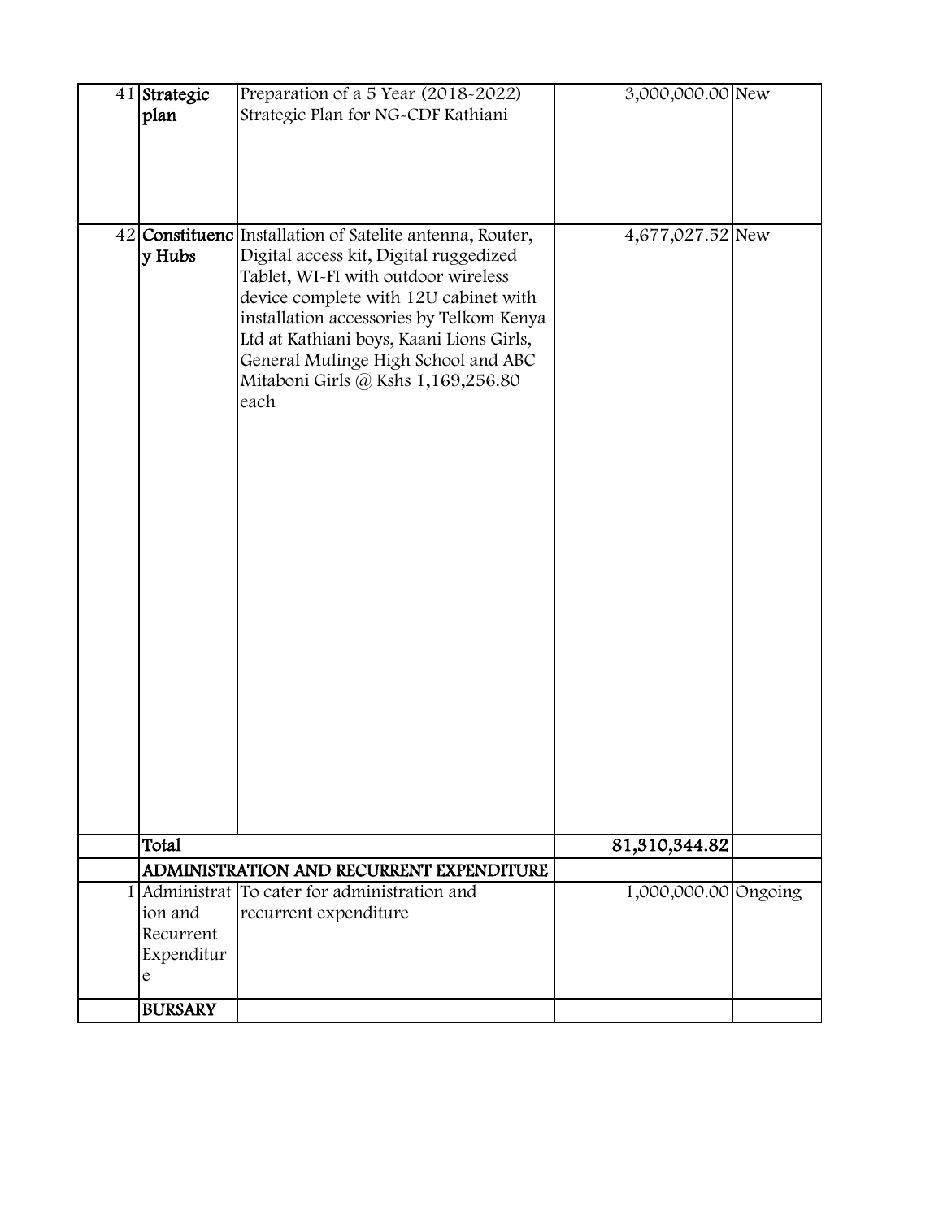| | | | | |
|---|---|---|---|---|
| 41 | **Strategic plan** | Preparation of a 5 Year (2018-2022) Strategic Plan for NG-CDF Kathiani | 3,000,000.00 | New |
| 42 | **Constituency Hubs** | Installation of Satelite antenna, Router, Digital access kit, Digital ruggedized Tablet, WI-FI with outdoor wireless device complete with 12U cabinet with installation accessories by Telkom Kenya Ltd at Kathiani boys, Kaani Lions Girls, General Mulinge High School and ABC Mitaboni Girls @ Kshs 1,169,256.80 each | 4,677,027.52 | New |
| | **Total** | | **81,310,344.82** | |
| | **ADMINISTRATION AND RECURRENT EXPENDITURE** | | | |
| 1 | Administration and Recurrent Expenditure | To cater for administration and recurrent expenditure | 1,000,000.00 | Ongoing |
| | **BURSARY** | | | |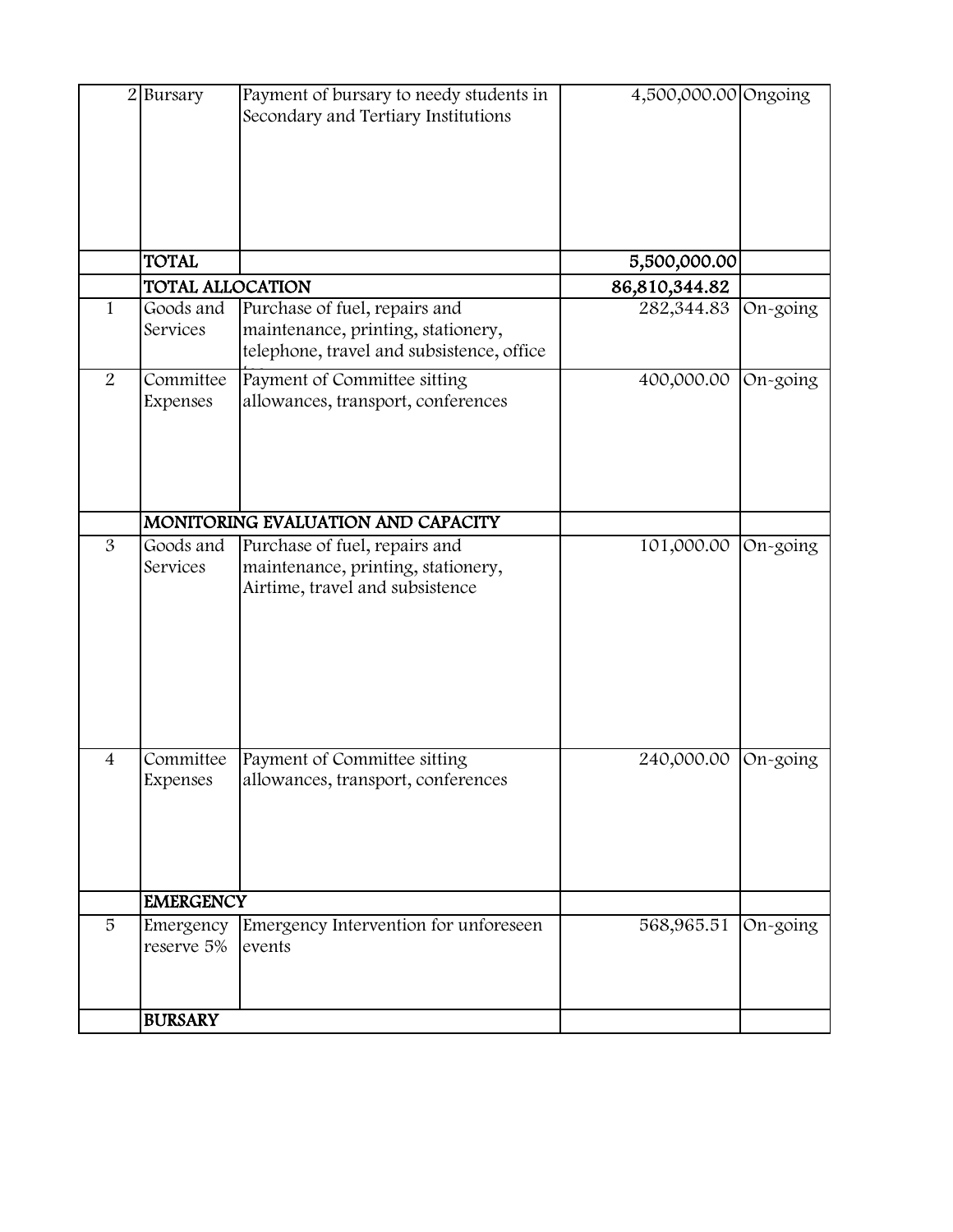| | | | | |
|---|---|---|---|---|
| 2 | Bursary | Payment of bursary to needy students in Secondary and Tertiary Institutions | 4,500,000.00 | Ongoing |
| | **TOTAL** | | **5,500,000.00** | |
| | **TOTAL ALLOCATION** | | **86,810,344.82** | |
| 1 | Goods and Services | Purchase of fuel, repairs and maintenance, printing, stationery, telephone, travel and subsistence, office | 282,344.83 | On-going |
| 2 | Committee Expenses | Payment of Committee sitting allowances, transport, conferences | 400,000.00 | On-going |
| | **MONITORING EVALUATION AND CAPACITY** | | | |
| 3 | Goods and Services | Purchase of fuel, repairs and maintenance, printing, stationery, Airtime, travel and subsistence | 101,000.00 | On-going |
| 4 | Committee Expenses | Payment of Committee sitting allowances, transport, conferences | 240,000.00 | On-going |
| | **EMERGENCY** | | | |
| 5 | Emergency reserve 5% | Emergency Intervention for unforeseen events | 568,965.51 | On-going |
| | **BURSARY** | | | |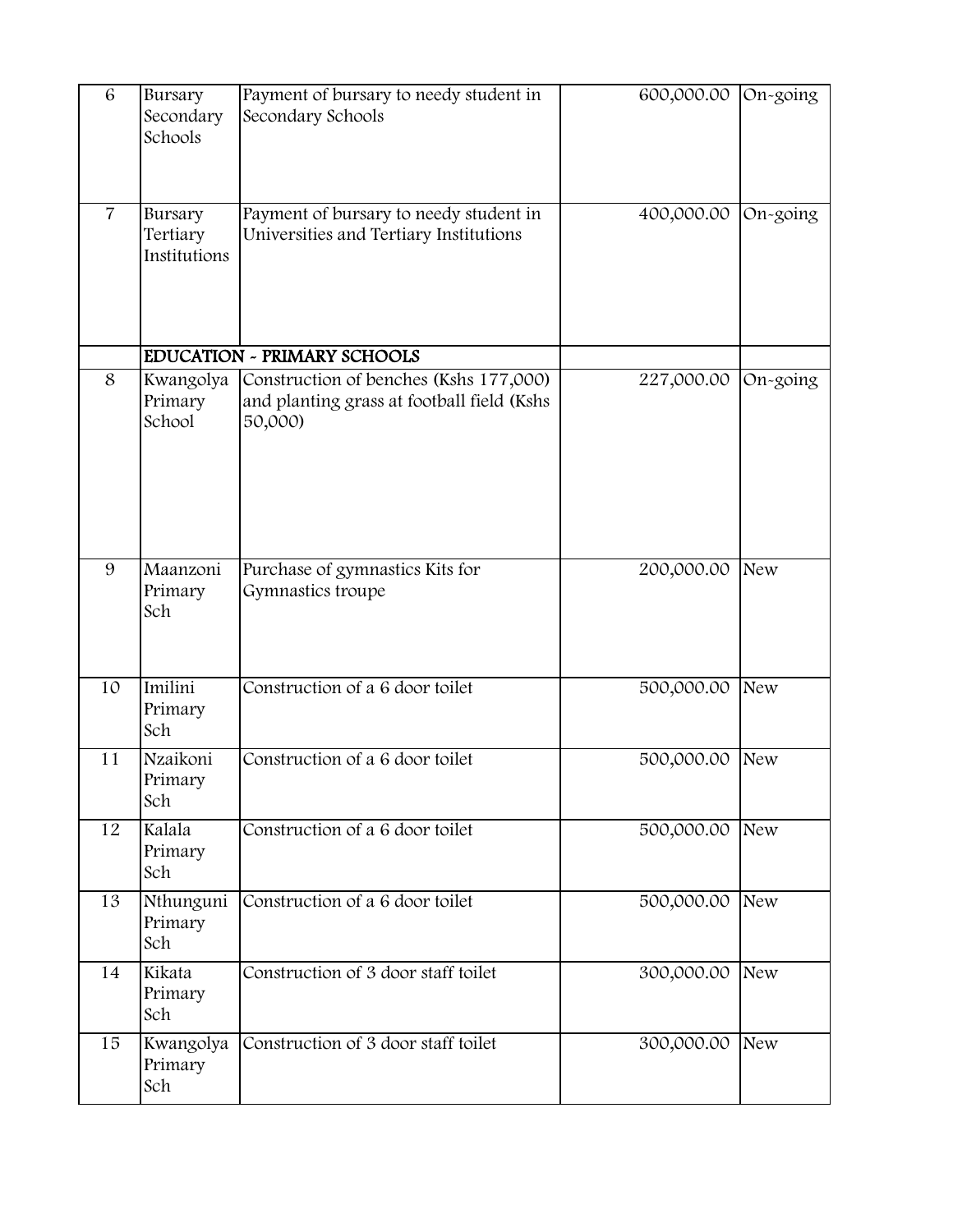| | | | | |
|---|---|---|---|---|
| 6 | Bursary Secondary Schools | Payment of bursary to needy student in Secondary Schools | 600,000.00 | On-going |
| 7 | Bursary Tertiary Institutions | Payment of bursary to needy student in Universities and Tertiary Institutions | 400,000.00 | On-going |
| | **EDUCATION - PRIMARY SCHOOLS** | | | |
| 8 | Kwangolya Primary School | Construction of benches (Kshs 177,000) and planting grass at football field (Kshs 50,000) | 227,000.00 | On-going |
| 9 | Maanzoni Primary Sch | Purchase of gymnastics Kits for Gymnastics troupe | 200,000.00 | New |
| 10 | Imilini Primary Sch | Construction of a 6 door toilet | 500,000.00 | New |
| 11 | Nzaikoni Primary Sch | Construction of a 6 door toilet | 500,000.00 | New |
| 12 | Kalala Primary Sch | Construction of a 6 door toilet | 500,000.00 | New |
| 13 | Nthunguni Primary Sch | Construction of a 6 door toilet | 500,000.00 | New |
| 14 | Kikata Primary Sch | Construction of 3 door staff toilet | 300,000.00 | New |
| 15 | Kwangolya Primary Sch | Construction of 3 door staff toilet | 300,000.00 | New |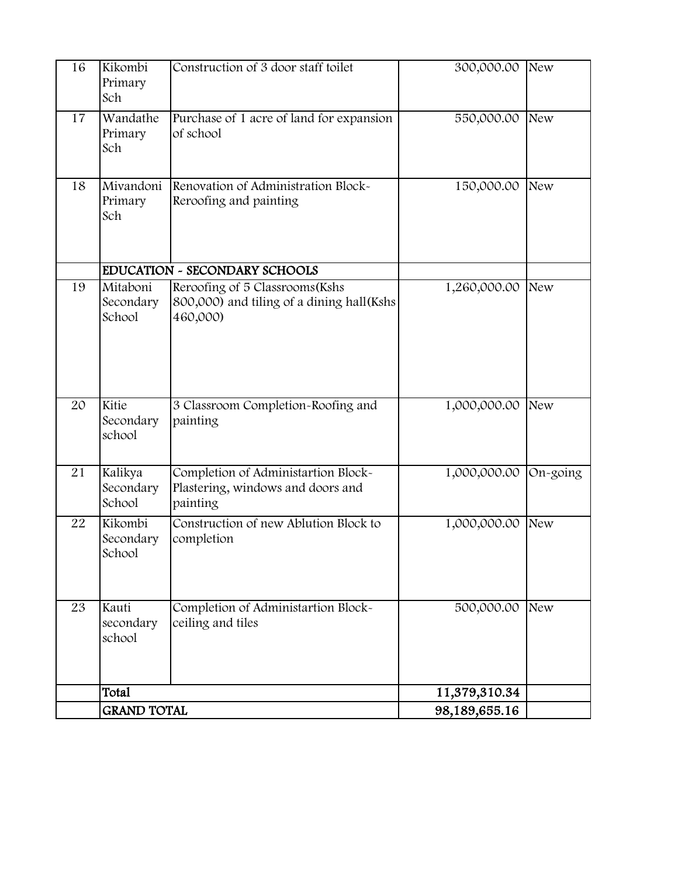| | | | | |
|---|---|---|---|---|
| 16 | Kikombi Primary Sch | Construction of 3 door staff toilet | 300,000.00 | New |
| 17 | Wandathe Primary Sch | Purchase of 1 acre of land for expansion of school | 550,000.00 | New |
| 18 | Mivandoni Primary Sch | Renovation of Administration Block-Reroofing and painting | 150,000.00 | New |
| | **EDUCATION - SECONDARY SCHOOLS** | | | |
| 19 | Mitaboni Secondary School | Reroofing of 5 Classrooms(Kshs 800,000) and tiling of a dining hall(Kshs 460,000) | 1,260,000.00 | New |
| 20 | Kitie Secondary school | 3 Classroom Completion-Roofing and painting | 1,000,000.00 | New |
| 21 | Kalikya Secondary School | Completion of Administartion Block-Plastering, windows and doors and painting | 1,000,000.00 | On-going |
| 22 | Kikombi Secondary School | Construction of new Ablution Block to completion | 1,000,000.00 | New |
| 23 | Kauti secondary school | Completion of Administartion Block-ceiling and tiles | 500,000.00 | New |
| | **Total** | | **11,379,310.34** | |
| | **GRAND TOTAL** | | **98,189,655.16** | |